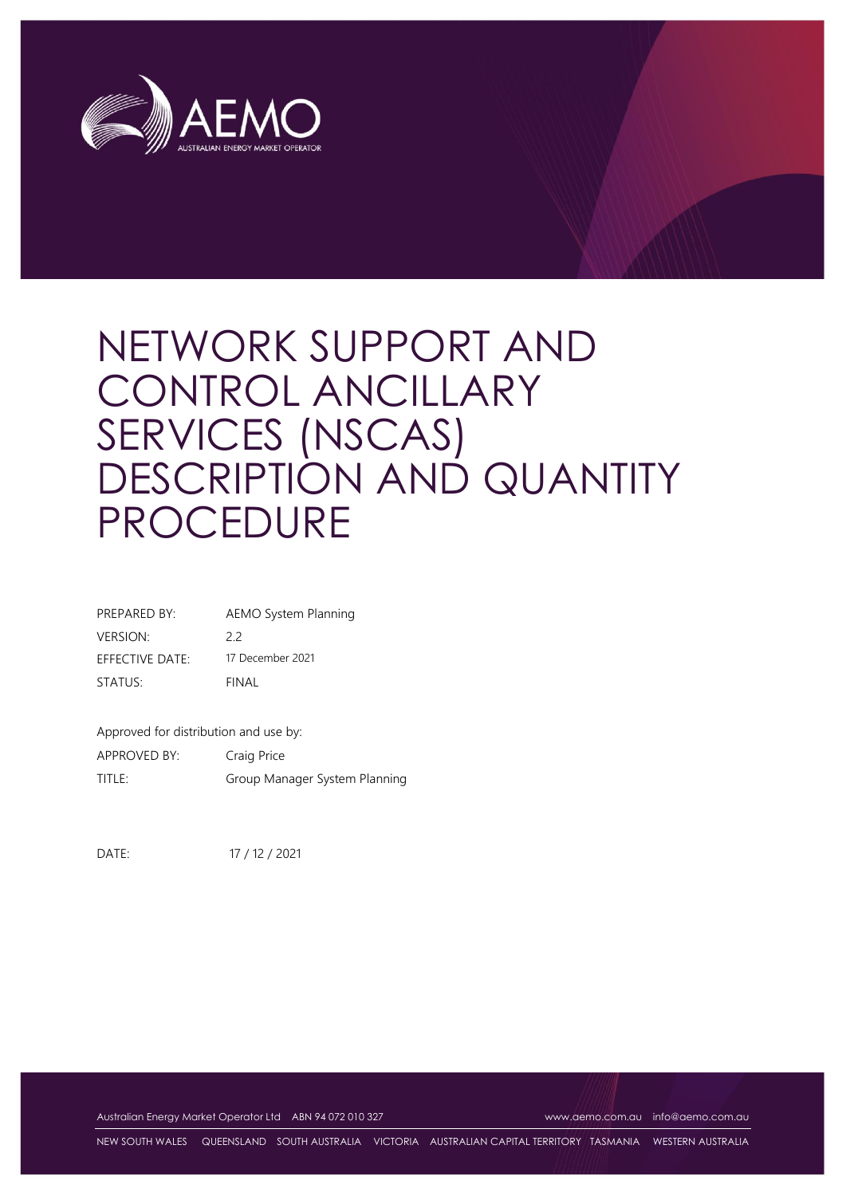AEMO

AUSTRALIAN ENERGY MARKET OPERATOR

# NETWORK SUPPORT AND CONTROL ANCILLARY SERVICES (NSCAS) DESCRIPTION AND QUANTITY PROCEDURE

| | |
|---|---|
| PREPARED BY: | AEMO System Planning |
| VERSION: | 2.2 |
| EFFECTIVE DATE: | 17 December 2021 |
| STATUS: | FINAL |

Approved for distribution and use by:

| | |
|---|---|
| APPROVED BY: | Craig Price |
| TITLE: | Group Manager System Planning |

DATE: 17 / 12 / 2021

Australian Energy Market Operator Ltd ABN 94 072 010 327 www.aemo.com.au info@aemo.com.au

NEW SOUTH WALES QUEENSLAND SOUTH AUSTRALIA VICTORIA AUSTRALIAN CAPITAL TERRITORY TASMANIA WESTERN AUSTRALIA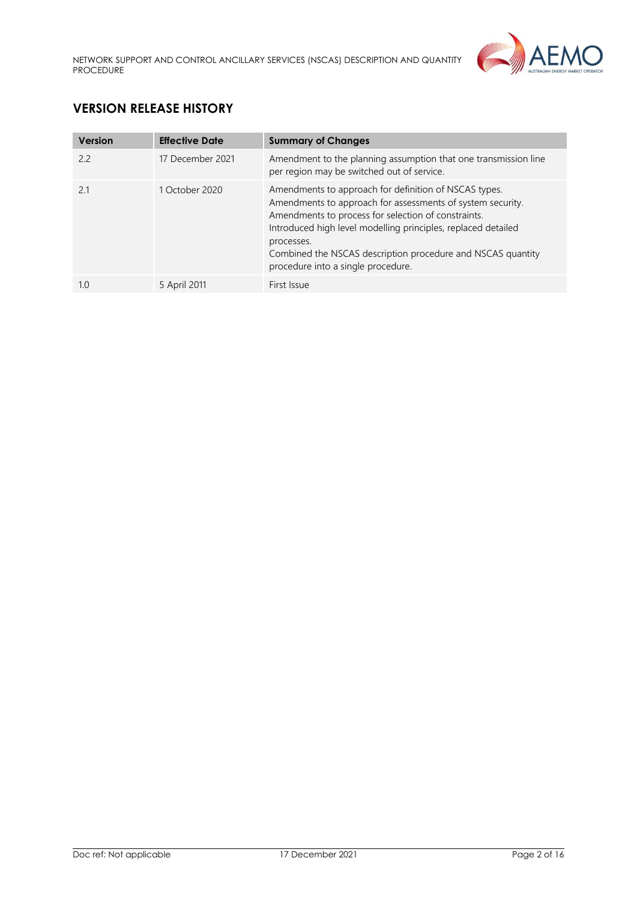## VERSION RELEASE HISTORY

| Version | Effective Date | Summary of Changes |
|---|---|---|
| 2.2 | 17 December 2021 | Amendment to the planning assumption that one transmission line per region may be switched out of service. |
| 2.1 | 1 October 2020 | Amendments to approach for definition of NSCAS types. Amendments to approach for assessments of system security. Amendments to process for selection of constraints. Introduced high level modelling principles, replaced detailed processes. Combined the NSCAS description procedure and NSCAS quantity procedure into a single procedure. |
| 1.0 | 5 April 2011 | First Issue |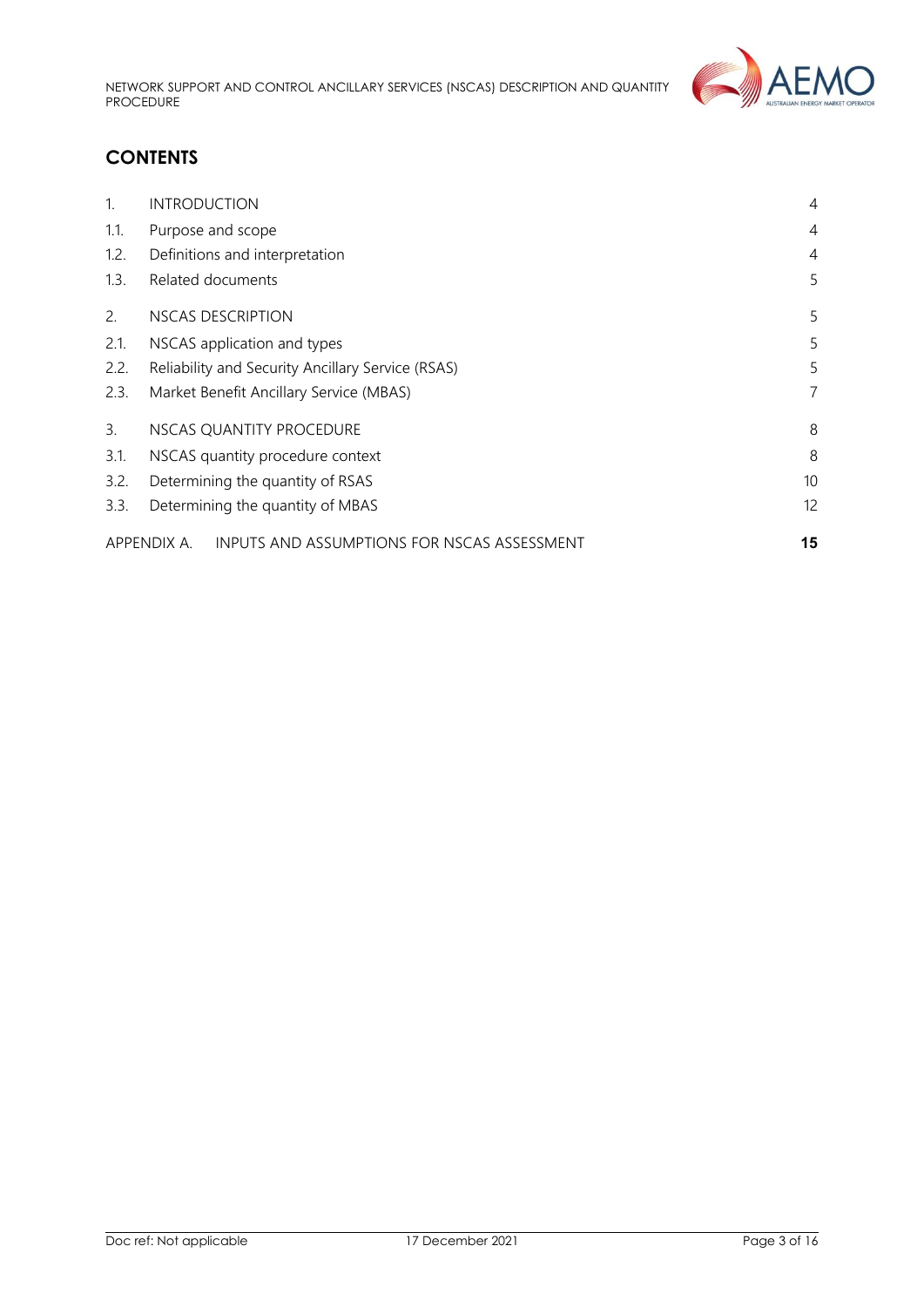## CONTENTS

| | | |
|---|---|---|
| 1. | INTRODUCTION | 4 |
| 1.1. | Purpose and scope | 4 |
| 1.2. | Definitions and interpretation | 4 |
| 1.3. | Related documents | 5 |
| 2. | NSCAS DESCRIPTION | 5 |
| 2.1. | NSCAS application and types | 5 |
| 2.2. | Reliability and Security Ancillary Service (RSAS) | 5 |
| 2.3. | Market Benefit Ancillary Service (MBAS) | 7 |
| 3. | NSCAS QUANTITY PROCEDURE | 8 |
| 3.1. | NSCAS quantity procedure context | 8 |
| 3.2. | Determining the quantity of RSAS | 10 |
| 3.3. | Determining the quantity of MBAS | 12 |
| APPENDIX A. | INPUTS AND ASSUMPTIONS FOR NSCAS ASSESSMENT | **15** |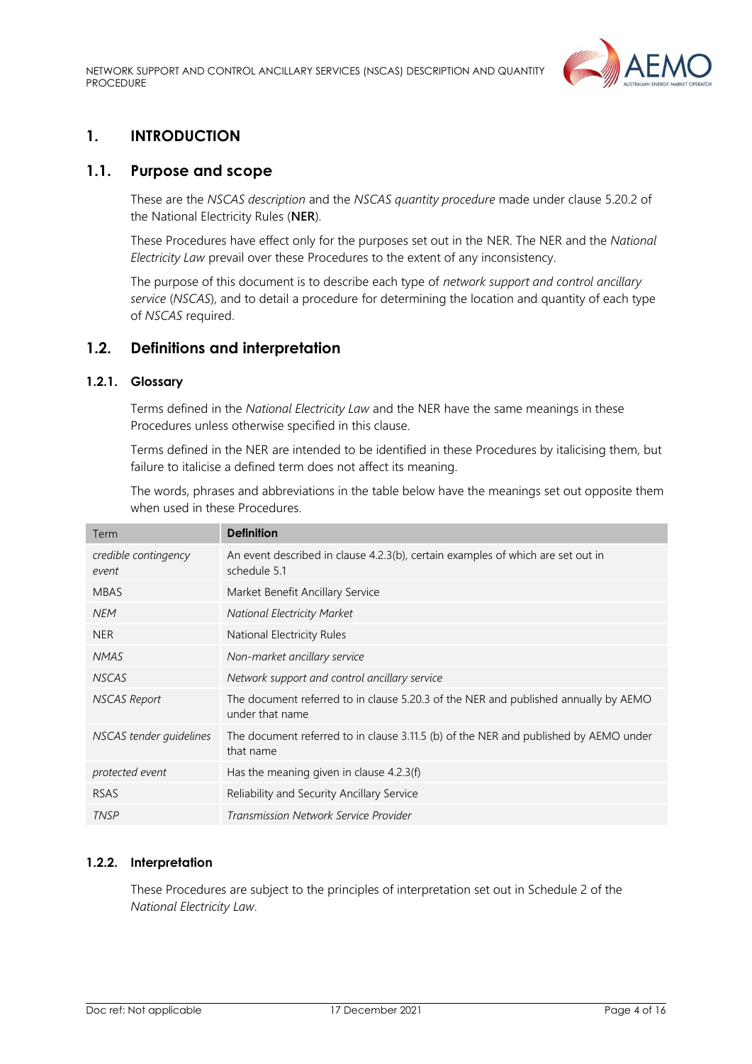# 1. INTRODUCTION

## 1.1. Purpose and scope

These are the *NSCAS description* and the *NSCAS quantity procedure* made under clause 5.20.2 of the National Electricity Rules (**NER**).

These Procedures have effect only for the purposes set out in the NER. The NER and the *National Electricity Law* prevail over these Procedures to the extent of any inconsistency.

The purpose of this document is to describe each type of *network support and control ancillary service* (*NSCAS*), and to detail a procedure for determining the location and quantity of each type of *NSCAS* required.

## 1.2. Definitions and interpretation

### 1.2.1. Glossary

Terms defined in the *National Electricity Law* and the NER have the same meanings in these Procedures unless otherwise specified in this clause.

Terms defined in the NER are intended to be identified in these Procedures by italicising them, but failure to italicise a defined term does not affect its meaning.

The words, phrases and abbreviations in the table below have the meanings set out opposite them when used in these Procedures.

| Term | **Definition** |
|---|---|
| *credible contingency event* | An event described in clause 4.2.3(b), certain examples of which are set out in schedule 5.1 |
| MBAS | Market Benefit Ancillary Service |
| *NEM* | *National Electricity Market* |
| NER | National Electricity Rules |
| *NMAS* | *Non-market ancillary service* |
| *NSCAS* | *Network support and control ancillary service* |
| *NSCAS Report* | The document referred to in clause 5.20.3 of the NER and published annually by AEMO under that name |
| *NSCAS tender guidelines* | The document referred to in clause 3.11.5 (b) of the NER and published by AEMO under that name |
| *protected event* | Has the meaning given in clause 4.2.3(f) |
| RSAS | Reliability and Security Ancillary Service |
| *TNSP* | *Transmission Network Service Provider* |

### 1.2.2. Interpretation

These Procedures are subject to the principles of interpretation set out in Schedule 2 of the *National Electricity Law*.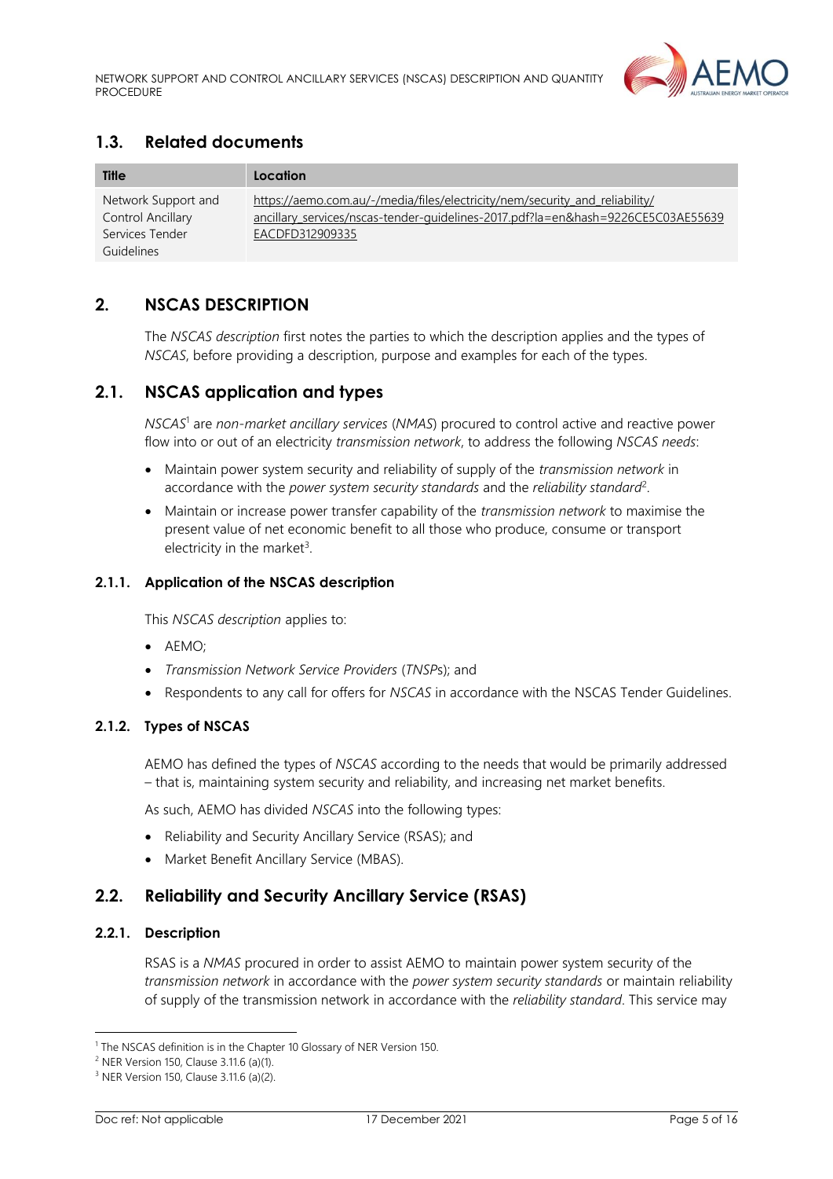## 1.3. Related documents

| Title | Location |
|---|---|
| Network Support and Control Ancillary Services Tender Guidelines | https://aemo.com.au/-/media/files/electricity/nem/security_and_reliability/ancillary_services/nscas-tender-guidelines-2017.pdf?la=en&hash=9226CE5C03AE55639EACDFD312909335 |

# 2. NSCAS DESCRIPTION

The *NSCAS description* first notes the parties to which the description applies and the types of *NSCAS*, before providing a description, purpose and examples for each of the types.

## 2.1. NSCAS application and types

*NSCAS*[1] are *non-market ancillary services* (*NMAS*) procured to control active and reactive power flow into or out of an electricity *transmission network*, to address the following *NSCAS needs*:

- Maintain power system security and reliability of supply of the *transmission network* in accordance with the *power system security standards* and the *reliability standard*[2].
- Maintain or increase power transfer capability of the *transmission network* to maximise the present value of net economic benefit to all those who produce, consume or transport electricity in the market[3].

### 2.1.1. Application of the NSCAS description

This *NSCAS description* applies to:

- AEMO;
- *Transmission Network Service Providers* (*TNSPs*); and
- Respondents to any call for offers for *NSCAS* in accordance with the NSCAS Tender Guidelines.

### 2.1.2. Types of NSCAS

AEMO has defined the types of *NSCAS* according to the needs that would be primarily addressed – that is, maintaining system security and reliability, and increasing net market benefits.

As such, AEMO has divided *NSCAS* into the following types:

- Reliability and Security Ancillary Service (RSAS); and
- Market Benefit Ancillary Service (MBAS).

## 2.2. Reliability and Security Ancillary Service (RSAS)

### 2.2.1. Description

RSAS is a *NMAS* procured in order to assist AEMO to maintain power system security of the *transmission network* in accordance with the *power system security standards* or maintain reliability of supply of the transmission network in accordance with the *reliability standard*. This service may

[1] The NSCAS definition is in the Chapter 10 Glossary of NER Version 150.

[2] NER Version 150, Clause 3.11.6 (a)(1).

[3] NER Version 150, Clause 3.11.6 (a)(2).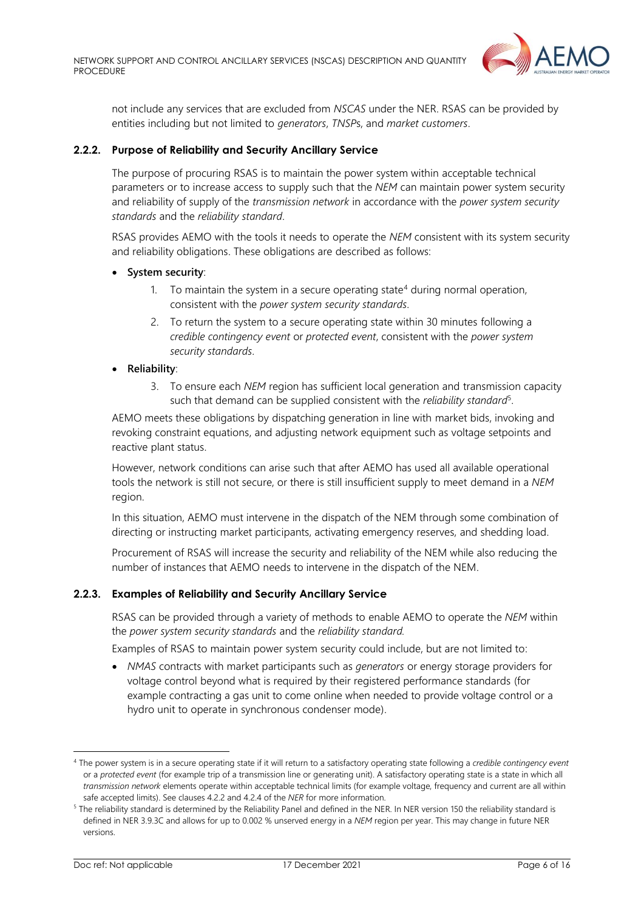not include any services that are excluded from *NSCAS* under the NER. RSAS can be provided by entities including but not limited to *generators*, *TNSP*s, and *market customers*.

### 2.2.2. Purpose of Reliability and Security Ancillary Service

The purpose of procuring RSAS is to maintain the power system within acceptable technical parameters or to increase access to supply such that the *NEM* can maintain power system security and reliability of supply of the *transmission network* in accordance with the *power system security standards* and the *reliability standard*.

RSAS provides AEMO with the tools it needs to operate the *NEM* consistent with its system security and reliability obligations. These obligations are described as follows:

- **System security**:
    1. To maintain the system in a secure operating state[4] during normal operation, consistent with the *power system security standards*.
    2. To return the system to a secure operating state within 30 minutes following a *credible contingency event* or *protected event*, consistent with the *power system security standards*.
- **Reliability**:
    3. To ensure each *NEM* region has sufficient local generation and transmission capacity such that demand can be supplied consistent with the *reliability standard*[5].

AEMO meets these obligations by dispatching generation in line with market bids, invoking and revoking constraint equations, and adjusting network equipment such as voltage setpoints and reactive plant status.

However, network conditions can arise such that after AEMO has used all available operational tools the network is still not secure, or there is still insufficient supply to meet demand in a *NEM* region.

In this situation, AEMO must intervene in the dispatch of the NEM through some combination of directing or instructing market participants, activating emergency reserves, and shedding load.

Procurement of RSAS will increase the security and reliability of the NEM while also reducing the number of instances that AEMO needs to intervene in the dispatch of the NEM.

### 2.2.3. Examples of Reliability and Security Ancillary Service

RSAS can be provided through a variety of methods to enable AEMO to operate the *NEM* within the *power system security standards* and the *reliability standard.*

Examples of RSAS to maintain power system security could include, but are not limited to:

- *NMAS* contracts with market participants such as *generators* or energy storage providers for voltage control beyond what is required by their registered performance standards (for example contracting a gas unit to come online when needed to provide voltage control or a hydro unit to operate in synchronous condenser mode).

---

[4] The power system is in a secure operating state if it will return to a satisfactory operating state following a *credible contingency event* or a *protected event* (for example trip of a transmission line or generating unit). A satisfactory operating state is a state in which all *transmission network* elements operate within acceptable technical limits (for example voltage, frequency and current are all within safe accepted limits). See clauses 4.2.2 and 4.2.4 of the *NER* for more information.

[5] The reliability standard is determined by the Reliability Panel and defined in the NER. In NER version 150 the reliability standard is defined in NER 3.9.3C and allows for up to 0.002 % unserved energy in a *NEM* region per year. This may change in future NER versions.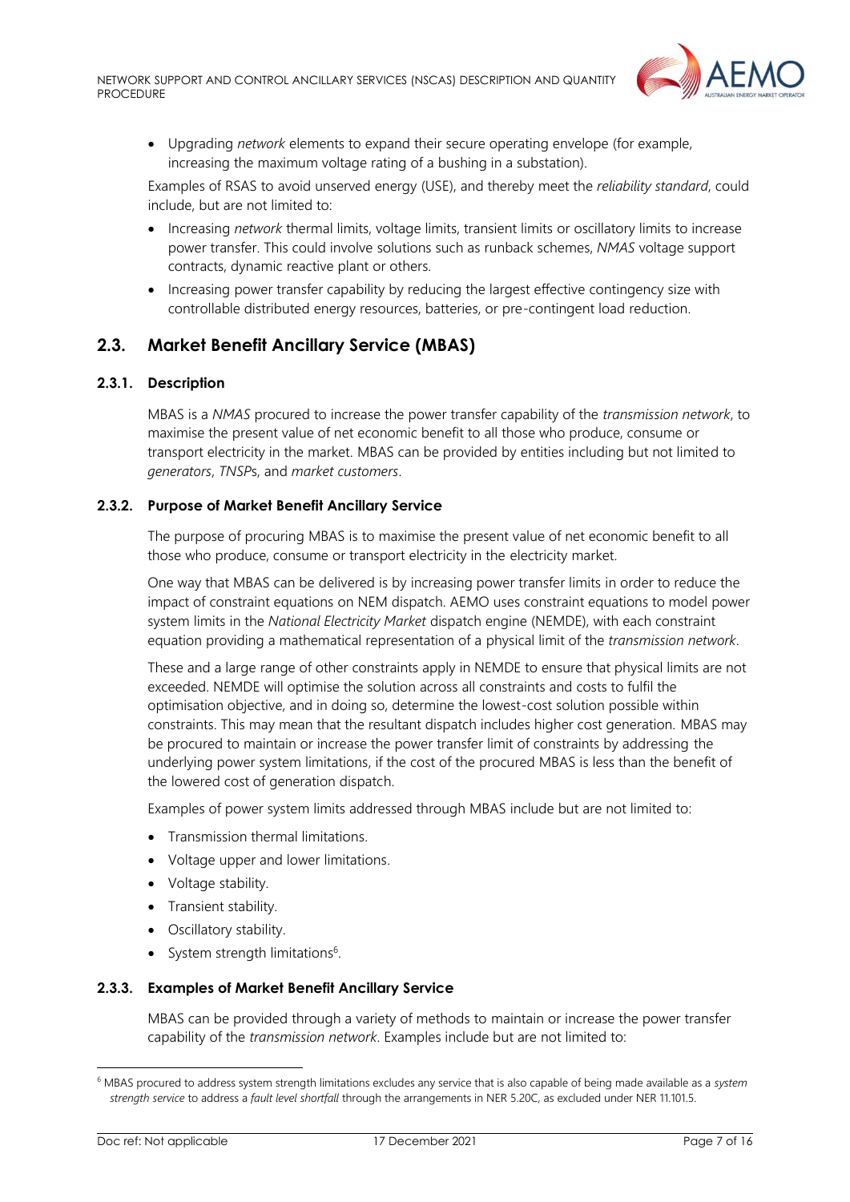- Upgrading *network* elements to expand their secure operating envelope (for example, increasing the maximum voltage rating of a bushing in a substation).

Examples of RSAS to avoid unserved energy (USE), and thereby meet the *reliability standard*, could include, but are not limited to:

- Increasing *network* thermal limits, voltage limits, transient limits or oscillatory limits to increase power transfer. This could involve solutions such as runback schemes, *NMAS* voltage support contracts, dynamic reactive plant or others.
- Increasing power transfer capability by reducing the largest effective contingency size with controllable distributed energy resources, batteries, or pre-contingent load reduction.

## 2.3. Market Benefit Ancillary Service (MBAS)

### 2.3.1. Description

MBAS is a *NMAS* procured to increase the power transfer capability of the *transmission network*, to maximise the present value of net economic benefit to all those who produce, consume or transport electricity in the market. MBAS can be provided by entities including but not limited to *generators*, *TNSP*s, and *market customers*.

### 2.3.2. Purpose of Market Benefit Ancillary Service

The purpose of procuring MBAS is to maximise the present value of net economic benefit to all those who produce, consume or transport electricity in the electricity market.

One way that MBAS can be delivered is by increasing power transfer limits in order to reduce the impact of constraint equations on NEM dispatch. AEMO uses constraint equations to model power system limits in the *National Electricity Market* dispatch engine (NEMDE), with each constraint equation providing a mathematical representation of a physical limit of the *transmission network*.

These and a large range of other constraints apply in NEMDE to ensure that physical limits are not exceeded. NEMDE will optimise the solution across all constraints and costs to fulfil the optimisation objective, and in doing so, determine the lowest-cost solution possible within constraints. This may mean that the resultant dispatch includes higher cost generation. MBAS may be procured to maintain or increase the power transfer limit of constraints by addressing the underlying power system limitations, if the cost of the procured MBAS is less than the benefit of the lowered cost of generation dispatch.

Examples of power system limits addressed through MBAS include but are not limited to:

- Transmission thermal limitations.
- Voltage upper and lower limitations.
- Voltage stability.
- Transient stability.
- Oscillatory stability.
- System strength limitations[6].

### 2.3.3. Examples of Market Benefit Ancillary Service

MBAS can be provided through a variety of methods to maintain or increase the power transfer capability of the *transmission network*. Examples include but are not limited to:

---

[6] MBAS procured to address system strength limitations excludes any service that is also capable of being made available as a *system strength service* to address a *fault level shortfall* through the arrangements in NER 5.20C, as excluded under NER 11.101.5.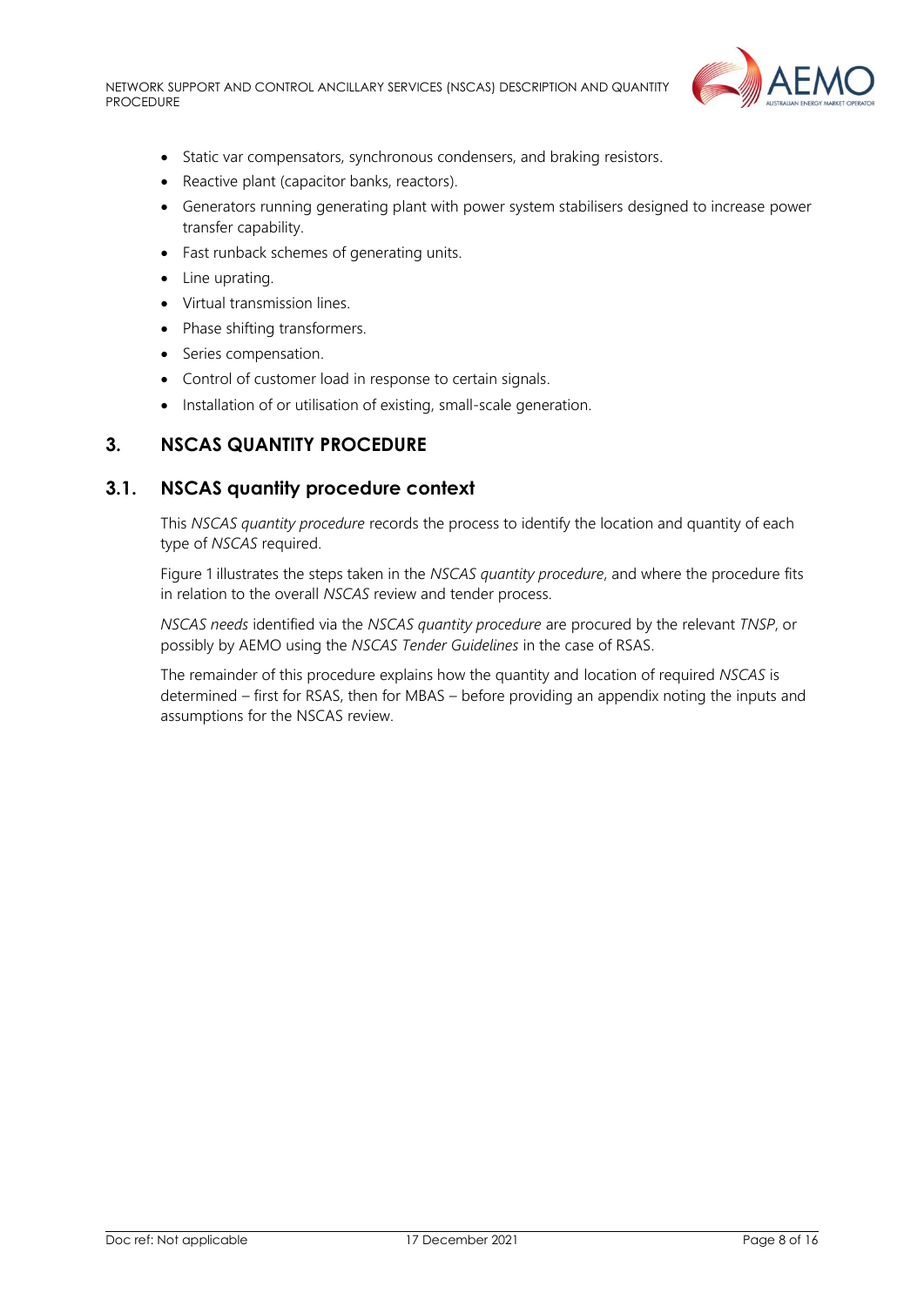- Static var compensators, synchronous condensers, and braking resistors.
- Reactive plant (capacitor banks, reactors).
- Generators running generating plant with power system stabilisers designed to increase power transfer capability.
- Fast runback schemes of generating units.
- Line uprating.
- Virtual transmission lines.
- Phase shifting transformers.
- Series compensation.
- Control of customer load in response to certain signals.
- Installation of or utilisation of existing, small-scale generation.

# 3. NSCAS QUANTITY PROCEDURE

## 3.1. NSCAS quantity procedure context

This *NSCAS quantity procedure* records the process to identify the location and quantity of each type of *NSCAS* required.

Figure 1 illustrates the steps taken in the *NSCAS quantity procedure*, and where the procedure fits in relation to the overall *NSCAS* review and tender process.

*NSCAS needs* identified via the *NSCAS quantity procedure* are procured by the relevant *TNSP*, or possibly by AEMO using the *NSCAS Tender Guidelines* in the case of RSAS.

The remainder of this procedure explains how the quantity and location of required *NSCAS* is determined – first for RSAS, then for MBAS – before providing an appendix noting the inputs and assumptions for the NSCAS review.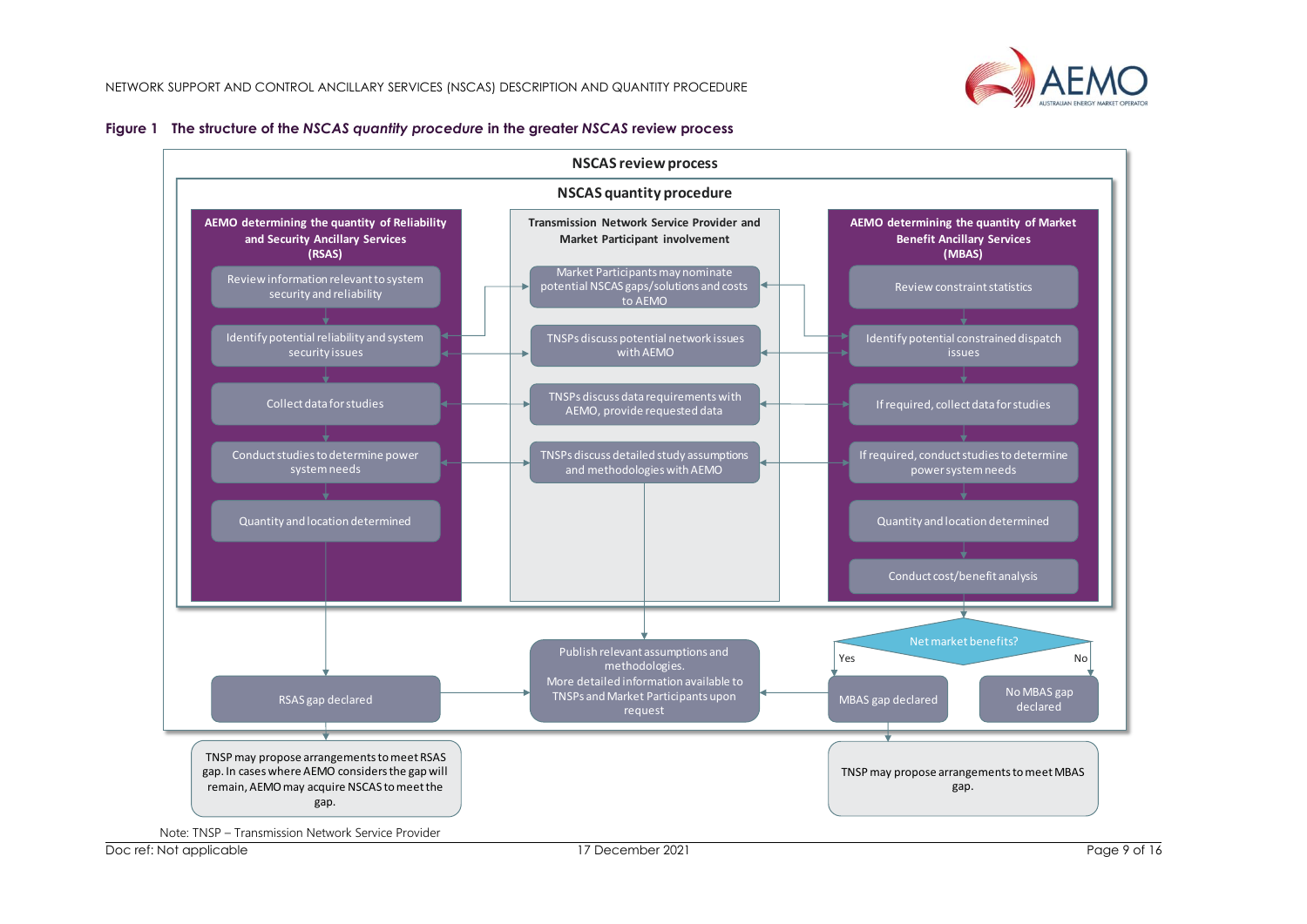**Figure 1 The structure of the *NSCAS quantity procedure* in the greater *NSCAS* review process**

**NSCAS review process**

**NSCAS quantity procedure**

**AEMO determining the quantity of Reliability and Security Ancillary Services (RSAS)**

- Review information relevant to system security and reliability
- Identify potential reliability and system security issues
- Collect data for studies
- Conduct studies to determine power system needs
- Quantity and location determined

**Transmission Network Service Provider and Market Participant involvement**

- Market Participants may nominate potential NSCAS gaps/solutions and costs to AEMO
- TNSPs discuss potential network issues with AEMO
- TNSPs discuss data requirements with AEMO, provide requested data
- TNSPs discuss detailed study assumptions and methodologies with AEMO

**AEMO determining the quantity of Market Benefit Ancillary Services (MBAS)**

- Review constraint statistics
- Identify potential constrained dispatch issues
- If required, collect data for studies
- If required, conduct studies to determine power system needs
- Quantity and location determined
- Conduct cost/benefit analysis

Net market benefits?
- Yes: MBAS gap declared
- No: No MBAS gap declared

RSAS gap declared

Publish relevant assumptions and methodologies. More detailed information available to TNSPs and Market Participants upon request

TNSP may propose arrangements to meet RSAS gap. In cases where AEMO considers the gap will remain, AEMO may acquire NSCAS to meet the gap.

TNSP may propose arrangements to meet MBAS gap.

Note: TNSP – Transmission Network Service Provider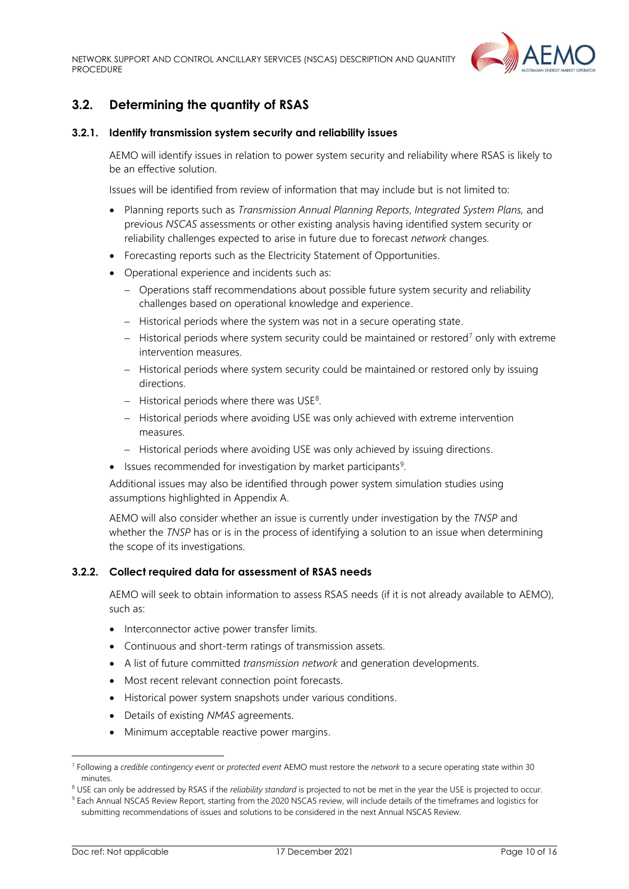## 3.2. Determining the quantity of RSAS

### 3.2.1. Identify transmission system security and reliability issues

AEMO will identify issues in relation to power system security and reliability where RSAS is likely to be an effective solution.

Issues will be identified from review of information that may include but is not limited to:

- Planning reports such as *Transmission Annual Planning Reports*, *Integrated System Plans,* and previous *NSCAS* assessments or other existing analysis having identified system security or reliability challenges expected to arise in future due to forecast *network* changes.
- Forecasting reports such as the Electricity Statement of Opportunities.
- Operational experience and incidents such as:
  - Operations staff recommendations about possible future system security and reliability challenges based on operational knowledge and experience.
  - Historical periods where the system was not in a secure operating state.
  - Historical periods where system security could be maintained or restored[7] only with extreme intervention measures.
  - Historical periods where system security could be maintained or restored only by issuing directions.
  - Historical periods where there was USE[8].
  - Historical periods where avoiding USE was only achieved with extreme intervention measures.
  - Historical periods where avoiding USE was only achieved by issuing directions.
- Issues recommended for investigation by market participants[9].

Additional issues may also be identified through power system simulation studies using assumptions highlighted in Appendix A.

AEMO will also consider whether an issue is currently under investigation by the *TNSP* and whether the *TNSP* has or is in the process of identifying a solution to an issue when determining the scope of its investigations.

### 3.2.2. Collect required data for assessment of RSAS needs

AEMO will seek to obtain information to assess RSAS needs (if it is not already available to AEMO), such as:

- Interconnector active power transfer limits.
- Continuous and short-term ratings of transmission assets.
- A list of future committed *transmission network* and generation developments.
- Most recent relevant connection point forecasts.
- Historical power system snapshots under various conditions.
- Details of existing *NMAS* agreements.
- Minimum acceptable reactive power margins.

---

[7] Following a *credible contingency event* or *protected event* AEMO must restore the *network* to a secure operating state within 30 minutes.

[8] USE can only be addressed by RSAS if the *reliability standard* is projected to not be met in the year the USE is projected to occur.

[9] Each Annual NSCAS Review Report, starting from the 2020 NSCAS review, will include details of the timeframes and logistics for submitting recommendations of issues and solutions to be considered in the next Annual NSCAS Review.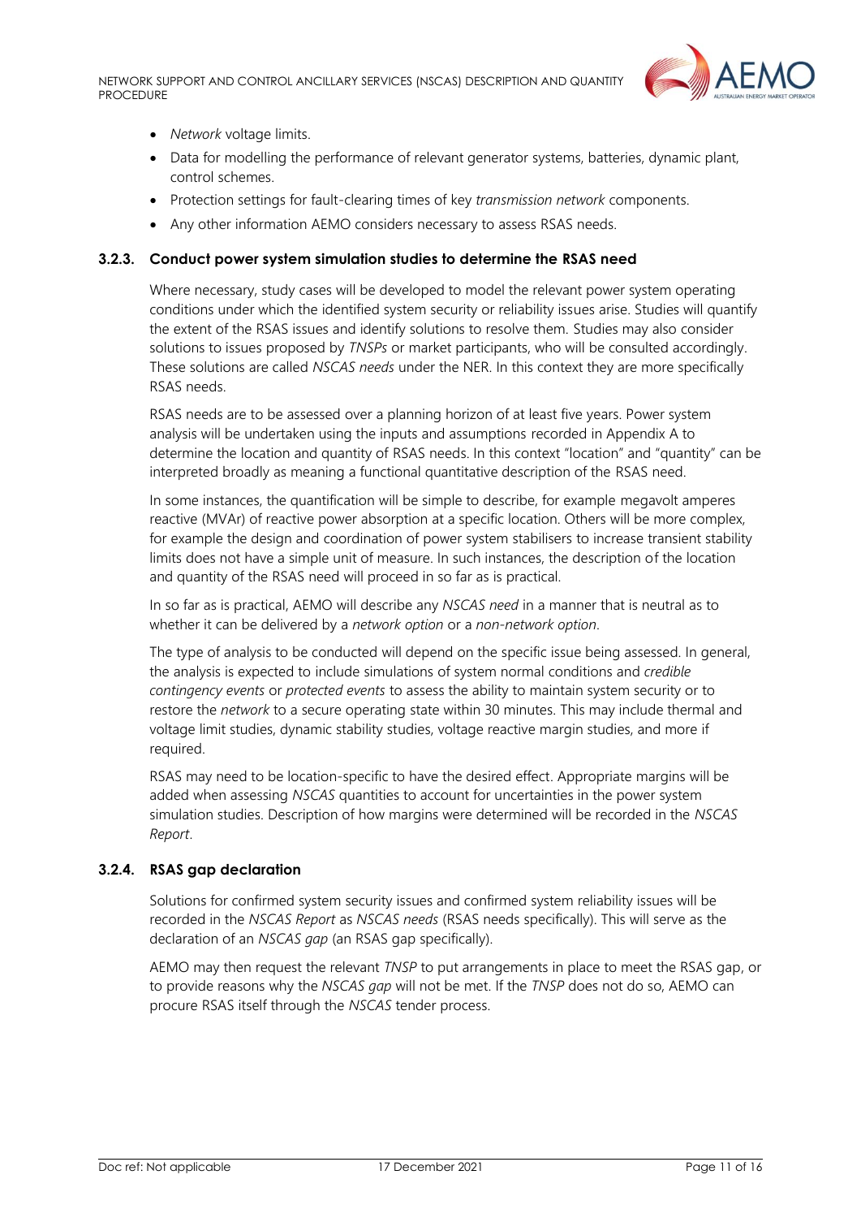- *Network* voltage limits.
- Data for modelling the performance of relevant generator systems, batteries, dynamic plant, control schemes.
- Protection settings for fault-clearing times of key *transmission network* components.
- Any other information AEMO considers necessary to assess RSAS needs.

### 3.2.3. Conduct power system simulation studies to determine the RSAS need

Where necessary, study cases will be developed to model the relevant power system operating conditions under which the identified system security or reliability issues arise. Studies will quantify the extent of the RSAS issues and identify solutions to resolve them. Studies may also consider solutions to issues proposed by *TNSPs* or market participants, who will be consulted accordingly. These solutions are called *NSCAS needs* under the NER. In this context they are more specifically RSAS needs.

RSAS needs are to be assessed over a planning horizon of at least five years. Power system analysis will be undertaken using the inputs and assumptions recorded in Appendix A to determine the location and quantity of RSAS needs. In this context "location" and "quantity" can be interpreted broadly as meaning a functional quantitative description of the RSAS need.

In some instances, the quantification will be simple to describe, for example megavolt amperes reactive (MVAr) of reactive power absorption at a specific location. Others will be more complex, for example the design and coordination of power system stabilisers to increase transient stability limits does not have a simple unit of measure. In such instances, the description of the location and quantity of the RSAS need will proceed in so far as is practical.

In so far as is practical, AEMO will describe any *NSCAS need* in a manner that is neutral as to whether it can be delivered by a *network option* or a *non-network option*.

The type of analysis to be conducted will depend on the specific issue being assessed. In general, the analysis is expected to include simulations of system normal conditions and *credible contingency events* or *protected events* to assess the ability to maintain system security or to restore the *network* to a secure operating state within 30 minutes. This may include thermal and voltage limit studies, dynamic stability studies, voltage reactive margin studies, and more if required.

RSAS may need to be location-specific to have the desired effect. Appropriate margins will be added when assessing *NSCAS* quantities to account for uncertainties in the power system simulation studies. Description of how margins were determined will be recorded in the *NSCAS Report*.

### 3.2.4. RSAS gap declaration

Solutions for confirmed system security issues and confirmed system reliability issues will be recorded in the *NSCAS Report* as *NSCAS needs* (RSAS needs specifically). This will serve as the declaration of an *NSCAS gap* (an RSAS gap specifically).

AEMO may then request the relevant *TNSP* to put arrangements in place to meet the RSAS gap, or to provide reasons why the *NSCAS gap* will not be met. If the *TNSP* does not do so, AEMO can procure RSAS itself through the *NSCAS* tender process.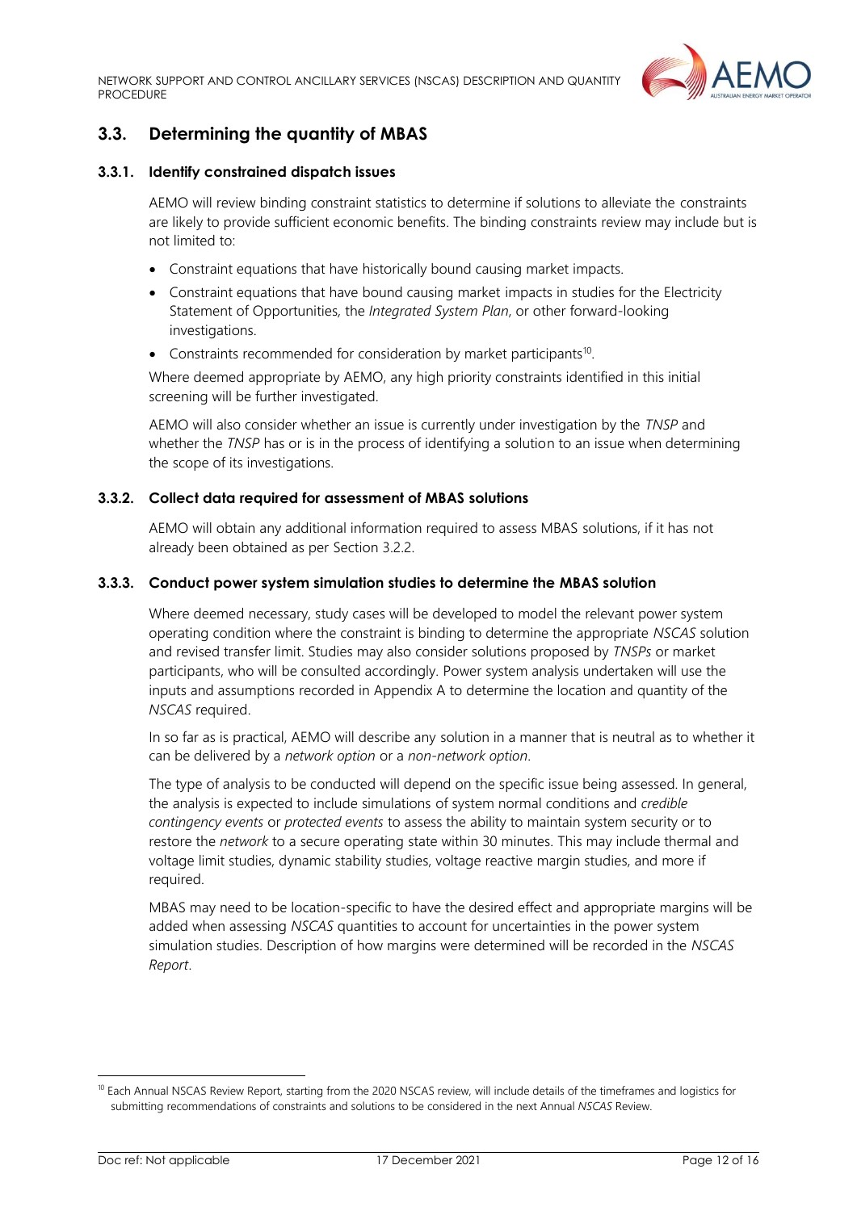## 3.3. Determining the quantity of MBAS

### 3.3.1. Identify constrained dispatch issues

AEMO will review binding constraint statistics to determine if solutions to alleviate the constraints are likely to provide sufficient economic benefits. The binding constraints review may include but is not limited to:

- Constraint equations that have historically bound causing market impacts.
- Constraint equations that have bound causing market impacts in studies for the Electricity Statement of Opportunities, the *Integrated System Plan*, or other forward-looking investigations.
- Constraints recommended for consideration by market participants[10].

Where deemed appropriate by AEMO, any high priority constraints identified in this initial screening will be further investigated.

AEMO will also consider whether an issue is currently under investigation by the *TNSP* and whether the *TNSP* has or is in the process of identifying a solution to an issue when determining the scope of its investigations.

### 3.3.2. Collect data required for assessment of MBAS solutions

AEMO will obtain any additional information required to assess MBAS solutions, if it has not already been obtained as per Section 3.2.2.

### 3.3.3. Conduct power system simulation studies to determine the MBAS solution

Where deemed necessary, study cases will be developed to model the relevant power system operating condition where the constraint is binding to determine the appropriate *NSCAS* solution and revised transfer limit. Studies may also consider solutions proposed by *TNSPs* or market participants, who will be consulted accordingly. Power system analysis undertaken will use the inputs and assumptions recorded in Appendix A to determine the location and quantity of the *NSCAS* required.

In so far as is practical, AEMO will describe any solution in a manner that is neutral as to whether it can be delivered by a *network option* or a *non-network option*.

The type of analysis to be conducted will depend on the specific issue being assessed. In general, the analysis is expected to include simulations of system normal conditions and *credible contingency events* or *protected events* to assess the ability to maintain system security or to restore the *network* to a secure operating state within 30 minutes. This may include thermal and voltage limit studies, dynamic stability studies, voltage reactive margin studies, and more if required.

MBAS may need to be location-specific to have the desired effect and appropriate margins will be added when assessing *NSCAS* quantities to account for uncertainties in the power system simulation studies. Description of how margins were determined will be recorded in the *NSCAS Report*.

---

[10] Each Annual NSCAS Review Report, starting from the 2020 NSCAS review, will include details of the timeframes and logistics for submitting recommendations of constraints and solutions to be considered in the next Annual *NSCAS* Review.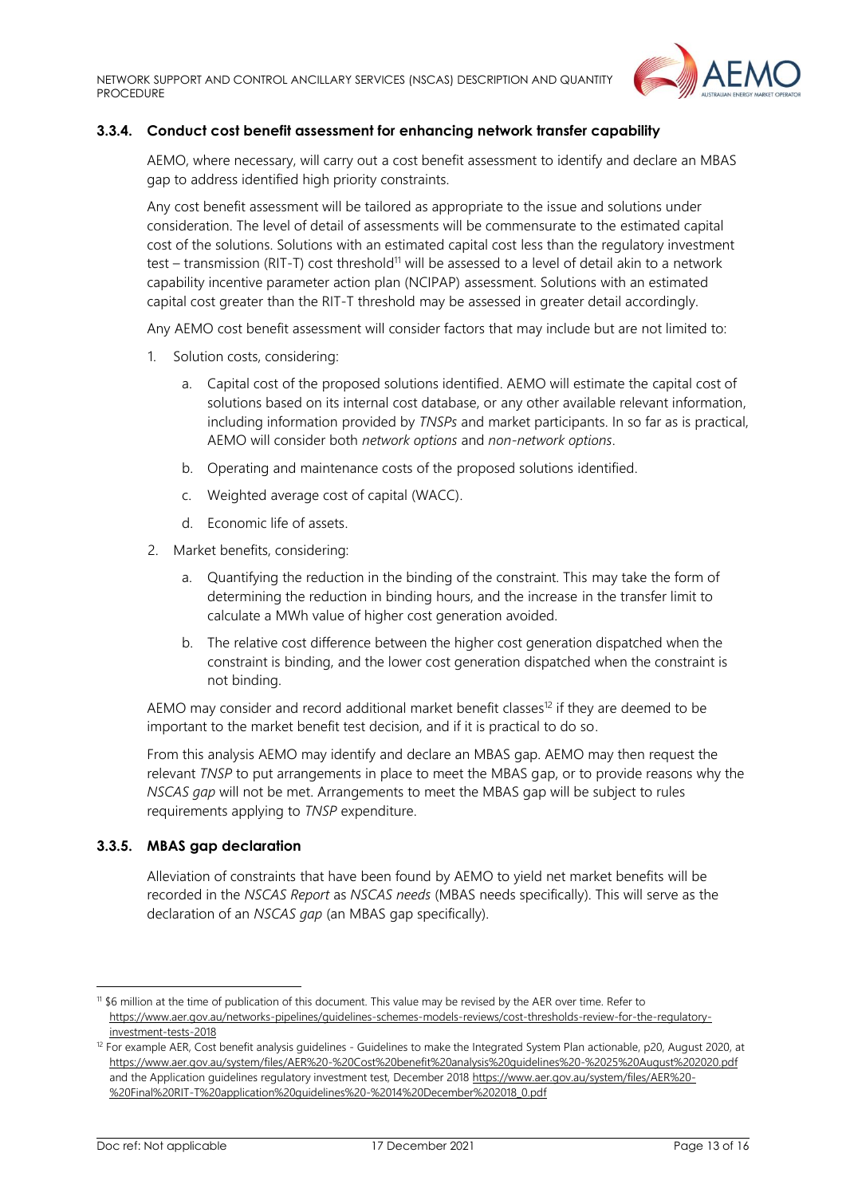### 3.3.4. Conduct cost benefit assessment for enhancing network transfer capability

AEMO, where necessary, will carry out a cost benefit assessment to identify and declare an MBAS gap to address identified high priority constraints.

Any cost benefit assessment will be tailored as appropriate to the issue and solutions under consideration. The level of detail of assessments will be commensurate to the estimated capital cost of the solutions. Solutions with an estimated capital cost less than the regulatory investment test – transmission (RIT-T) cost threshold[11] will be assessed to a level of detail akin to a network capability incentive parameter action plan (NCIPAP) assessment. Solutions with an estimated capital cost greater than the RIT-T threshold may be assessed in greater detail accordingly.

Any AEMO cost benefit assessment will consider factors that may include but are not limited to:

1. Solution costs, considering:
   a. Capital cost of the proposed solutions identified. AEMO will estimate the capital cost of solutions based on its internal cost database, or any other available relevant information, including information provided by *TNSPs* and market participants. In so far as is practical, AEMO will consider both *network options* and *non-network options*.
   b. Operating and maintenance costs of the proposed solutions identified.
   c. Weighted average cost of capital (WACC).
   d. Economic life of assets.
2. Market benefits, considering:
   a. Quantifying the reduction in the binding of the constraint. This may take the form of determining the reduction in binding hours, and the increase in the transfer limit to calculate a MWh value of higher cost generation avoided.
   b. The relative cost difference between the higher cost generation dispatched when the constraint is binding, and the lower cost generation dispatched when the constraint is not binding.

AEMO may consider and record additional market benefit classes[12] if they are deemed to be important to the market benefit test decision, and if it is practical to do so.

From this analysis AEMO may identify and declare an MBAS gap. AEMO may then request the relevant *TNSP* to put arrangements in place to meet the MBAS gap, or to provide reasons why the *NSCAS gap* will not be met. Arrangements to meet the MBAS gap will be subject to rules requirements applying to *TNSP* expenditure.

### 3.3.5. MBAS gap declaration

Alleviation of constraints that have been found by AEMO to yield net market benefits will be recorded in the *NSCAS Report* as *NSCAS needs* (MBAS needs specifically). This will serve as the declaration of an *NSCAS gap* (an MBAS gap specifically).

---

[11] $6 million at the time of publication of this document. This value may be revised by the AER over time. Refer to https://www.aer.gov.au/networks-pipelines/guidelines-schemes-models-reviews/cost-thresholds-review-for-the-regulatory-investment-tests-2018

[12] For example AER, Cost benefit analysis guidelines - Guidelines to make the Integrated System Plan actionable, p20, August 2020, at https://www.aer.gov.au/system/files/AER%20-%20Cost%20benefit%20analysis%20guidelines%20-%2025%20August%202020.pdf and the Application guidelines regulatory investment test, December 2018 https://www.aer.gov.au/system/files/AER%20-%20Final%20RIT-T%20application%20guidelines%20-%2014%20December%202018_0.pdf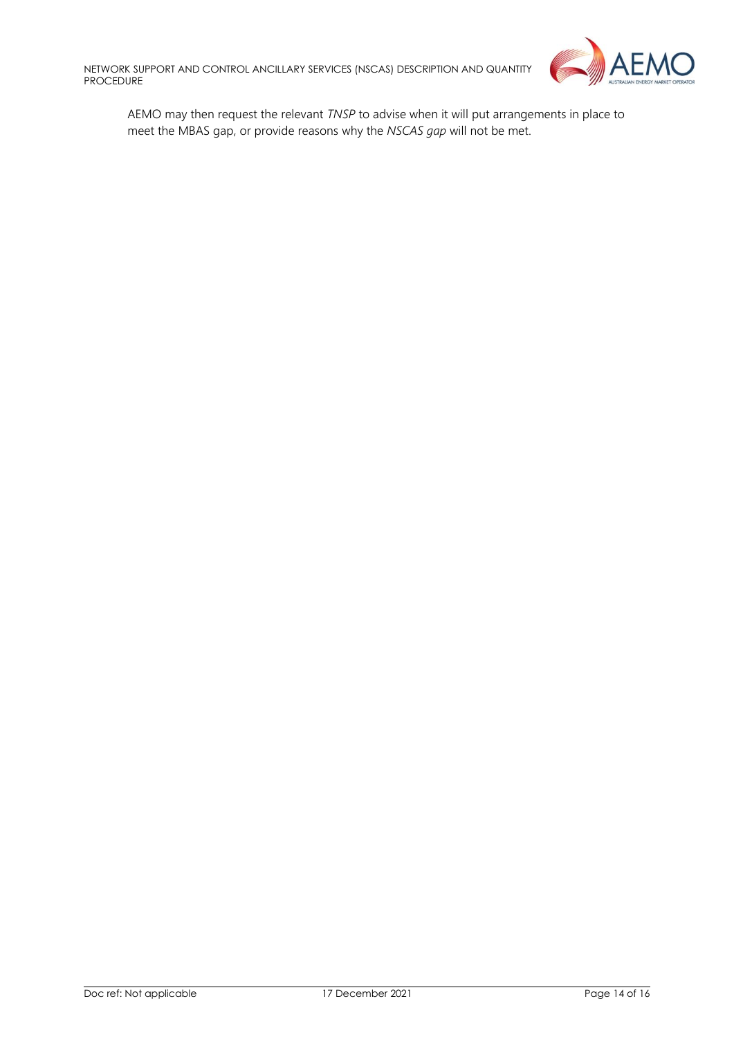AEMO may then request the relevant *TNSP* to advise when it will put arrangements in place to meet the MBAS gap, or provide reasons why the *NSCAS gap* will not be met.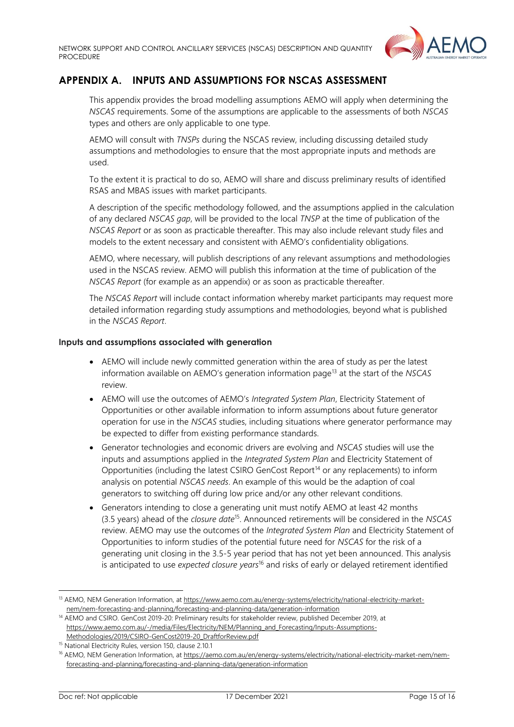## APPENDIX A. INPUTS AND ASSUMPTIONS FOR NSCAS ASSESSMENT

This appendix provides the broad modelling assumptions AEMO will apply when determining the *NSCAS* requirements. Some of the assumptions are applicable to the assessments of both *NSCAS* types and others are only applicable to one type.

AEMO will consult with *TNSPs* during the NSCAS review, including discussing detailed study assumptions and methodologies to ensure that the most appropriate inputs and methods are used.

To the extent it is practical to do so, AEMO will share and discuss preliminary results of identified RSAS and MBAS issues with market participants.

A description of the specific methodology followed, and the assumptions applied in the calculation of any declared *NSCAS gap*, will be provided to the local *TNSP* at the time of publication of the *NSCAS Report* or as soon as practicable thereafter. This may also include relevant study files and models to the extent necessary and consistent with AEMO's confidentiality obligations.

AEMO, where necessary, will publish descriptions of any relevant assumptions and methodologies used in the NSCAS review. AEMO will publish this information at the time of publication of the *NSCAS Report* (for example as an appendix) or as soon as practicable thereafter.

The *NSCAS Report* will include contact information whereby market participants may request more detailed information regarding study assumptions and methodologies, beyond what is published in the *NSCAS Report*.

### Inputs and assumptions associated with generation

- AEMO will include newly committed generation within the area of study as per the latest information available on AEMO's generation information page[13] at the start of the *NSCAS* review.
- AEMO will use the outcomes of AEMO's *Integrated System Plan*, Electricity Statement of Opportunities or other available information to inform assumptions about future generator operation for use in the *NSCAS* studies, including situations where generator performance may be expected to differ from existing performance standards.
- Generator technologies and economic drivers are evolving and *NSCAS* studies will use the inputs and assumptions applied in the *Integrated System Plan* and Electricity Statement of Opportunities (including the latest CSIRO GenCost Report[14] or any replacements) to inform analysis on potential *NSCAS needs*. An example of this would be the adaption of coal generators to switching off during low price and/or any other relevant conditions.
- Generators intending to close a generating unit must notify AEMO at least 42 months (3.5 years) ahead of the *closure date*[15]. Announced retirements will be considered in the *NSCAS* review. AEMO may use the outcomes of the *Integrated System Plan* and Electricity Statement of Opportunities to inform studies of the potential future need for *NSCAS* for the risk of a generating unit closing in the 3.5-5 year period that has not yet been announced. This analysis is anticipated to use *expected closure years*[16] and risks of early or delayed retirement identified

---

[13] AEMO, NEM Generation Information, at https://www.aemo.com.au/energy-systems/electricity/national-electricity-market-nem/nem-forecasting-and-planning/forecasting-and-planning-data/generation-information

[14] AEMO and CSIRO. GenCost 2019-20: Preliminary results for stakeholder review, published December 2019, at https://www.aemo.com.au/-/media/Files/Electricity/NEM/Planning_and_Forecasting/Inputs-Assumptions-Methodologies/2019/CSIRO-GenCost2019-20_DraftforReview.pdf

[15] National Electricity Rules, version 150, clause 2.10.1

[16] AEMO, NEM Generation Information, at https://aemo.com.au/en/energy-systems/electricity/national-electricity-market-nem/nem-forecasting-and-planning/forecasting-and-planning-data/generation-information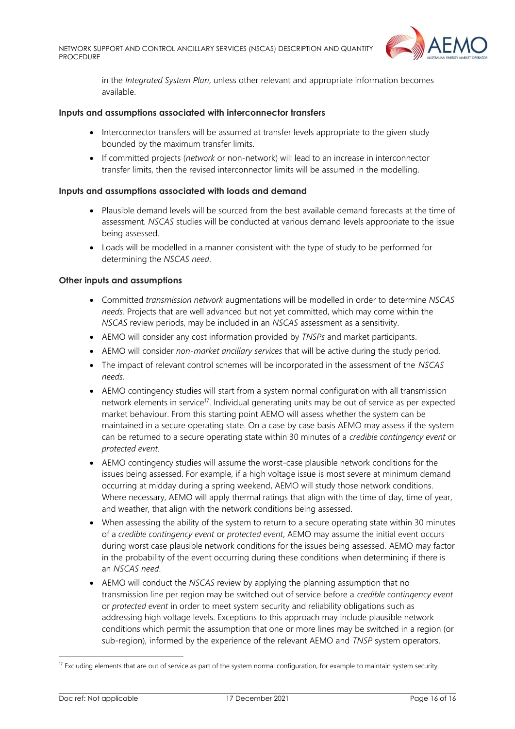in the *Integrated System Plan*, unless other relevant and appropriate information becomes available.

**Inputs and assumptions associated with interconnector transfers**

- Interconnector transfers will be assumed at transfer levels appropriate to the given study bounded by the maximum transfer limits.
- If committed projects (*network* or non-network) will lead to an increase in interconnector transfer limits, then the revised interconnector limits will be assumed in the modelling.

**Inputs and assumptions associated with loads and demand**

- Plausible demand levels will be sourced from the best available demand forecasts at the time of assessment. *NSCAS* studies will be conducted at various demand levels appropriate to the issue being assessed.
- Loads will be modelled in a manner consistent with the type of study to be performed for determining the *NSCAS need*.

**Other inputs and assumptions**

- Committed *transmission network* augmentations will be modelled in order to determine *NSCAS needs*. Projects that are well advanced but not yet committed, which may come within the *NSCAS* review periods, may be included in an *NSCAS* assessment as a sensitivity.
- AEMO will consider any cost information provided by *TNSPs* and market participants.
- AEMO will consider *non-market ancillary services* that will be active during the study period.
- The impact of relevant control schemes will be incorporated in the assessment of the *NSCAS needs*.
- AEMO contingency studies will start from a system normal configuration with all transmission network elements in service[17]. Individual generating units may be out of service as per expected market behaviour. From this starting point AEMO will assess whether the system can be maintained in a secure operating state. On a case by case basis AEMO may assess if the system can be returned to a secure operating state within 30 minutes of a *credible contingency event* or *protected event*.
- AEMO contingency studies will assume the worst-case plausible network conditions for the issues being assessed. For example, if a high voltage issue is most severe at minimum demand occurring at midday during a spring weekend, AEMO will study those network conditions. Where necessary, AEMO will apply thermal ratings that align with the time of day, time of year, and weather, that align with the network conditions being assessed.
- When assessing the ability of the system to return to a secure operating state within 30 minutes of a *credible contingency event* or *protected event*, AEMO may assume the initial event occurs during worst case plausible network conditions for the issues being assessed. AEMO may factor in the probability of the event occurring during these conditions when determining if there is an *NSCAS need*.
- AEMO will conduct the *NSCAS* review by applying the planning assumption that no transmission line per region may be switched out of service before a *credible contingency event* or *protected event* in order to meet system security and reliability obligations such as addressing high voltage levels. Exceptions to this approach may include plausible network conditions which permit the assumption that one or more lines may be switched in a region (or sub-region), informed by the experience of the relevant AEMO and *TNSP* system operators.

[17] Excluding elements that are out of service as part of the system normal configuration, for example to maintain system security.